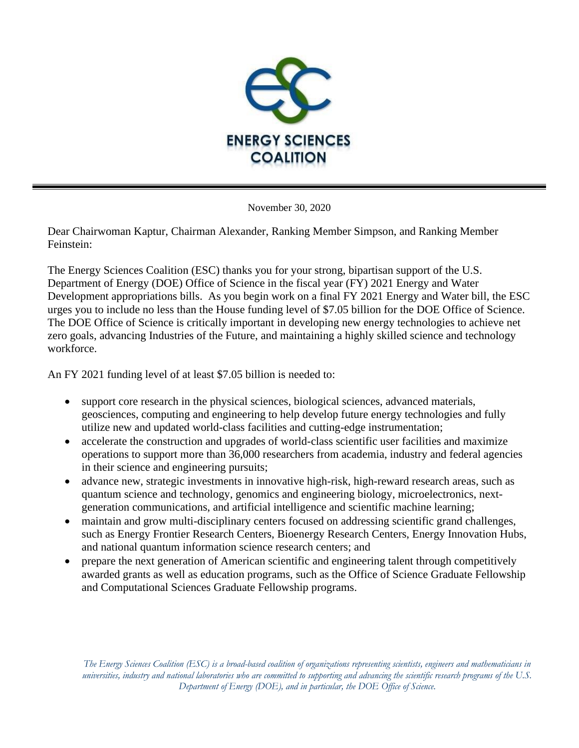ENERGY SCIENCES COALITION

---

November 30, 2020

Dear Chairwoman Kaptur, Chairman Alexander, Ranking Member Simpson, and Ranking Member Feinstein:

The Energy Sciences Coalition (ESC) thanks you for your strong, bipartisan support of the U.S. Department of Energy (DOE) Office of Science in the fiscal year (FY) 2021 Energy and Water Development appropriations bills. As you begin work on a final FY 2021 Energy and Water bill, the ESC urges you to include no less than the House funding level of $7.05 billion for the DOE Office of Science. The DOE Office of Science is critically important in developing new energy technologies to achieve net zero goals, advancing Industries of the Future, and maintaining a highly skilled science and technology workforce.

An FY 2021 funding level of at least $7.05 billion is needed to:

- support core research in the physical sciences, biological sciences, advanced materials, geosciences, computing and engineering to help develop future energy technologies and fully utilize new and updated world-class facilities and cutting-edge instrumentation;
- accelerate the construction and upgrades of world-class scientific user facilities and maximize operations to support more than 36,000 researchers from academia, industry and federal agencies in their science and engineering pursuits;
- advance new, strategic investments in innovative high-risk, high-reward research areas, such as quantum science and technology, genomics and engineering biology, microelectronics, next-generation communications, and artificial intelligence and scientific machine learning;
- maintain and grow multi-disciplinary centers focused on addressing scientific grand challenges, such as Energy Frontier Research Centers, Bioenergy Research Centers, Energy Innovation Hubs, and national quantum information science research centers; and
- prepare the next generation of American scientific and engineering talent through competitively awarded grants as well as education programs, such as the Office of Science Graduate Fellowship and Computational Sciences Graduate Fellowship programs.

*The Energy Sciences Coalition (ESC) is a broad-based coalition of organizations representing scientists, engineers and mathematicians in universities, industry and national laboratories who are committed to supporting and advancing the scientific research programs of the U.S. Department of Energy (DOE), and in particular, the DOE Office of Science.*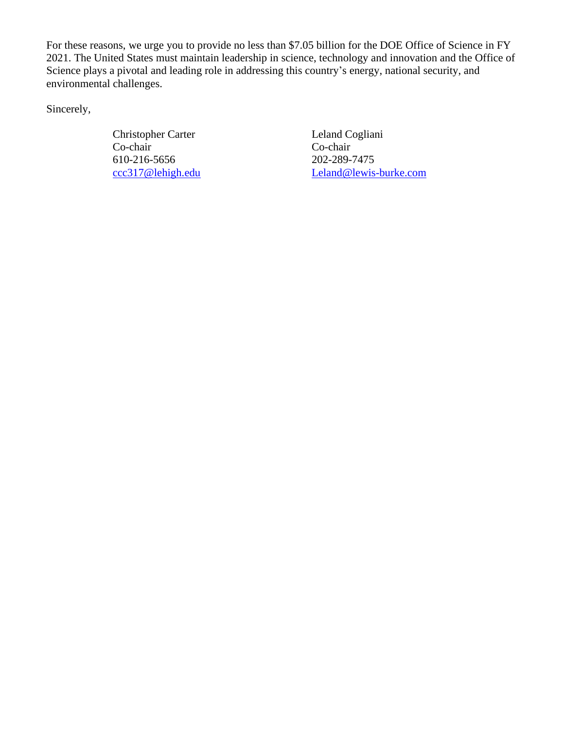For these reasons, we urge you to provide no less than $7.05 billion for the DOE Office of Science in FY 2021. The United States must maintain leadership in science, technology and innovation and the Office of Science plays a pivotal and leading role in addressing this country's energy, national security, and environmental challenges.

Sincerely,

Christopher Carter
Co-chair
610-216-5656
ccc317@lehigh.edu

Leland Cogliani
Co-chair
202-289-7475
Leland@lewis-burke.com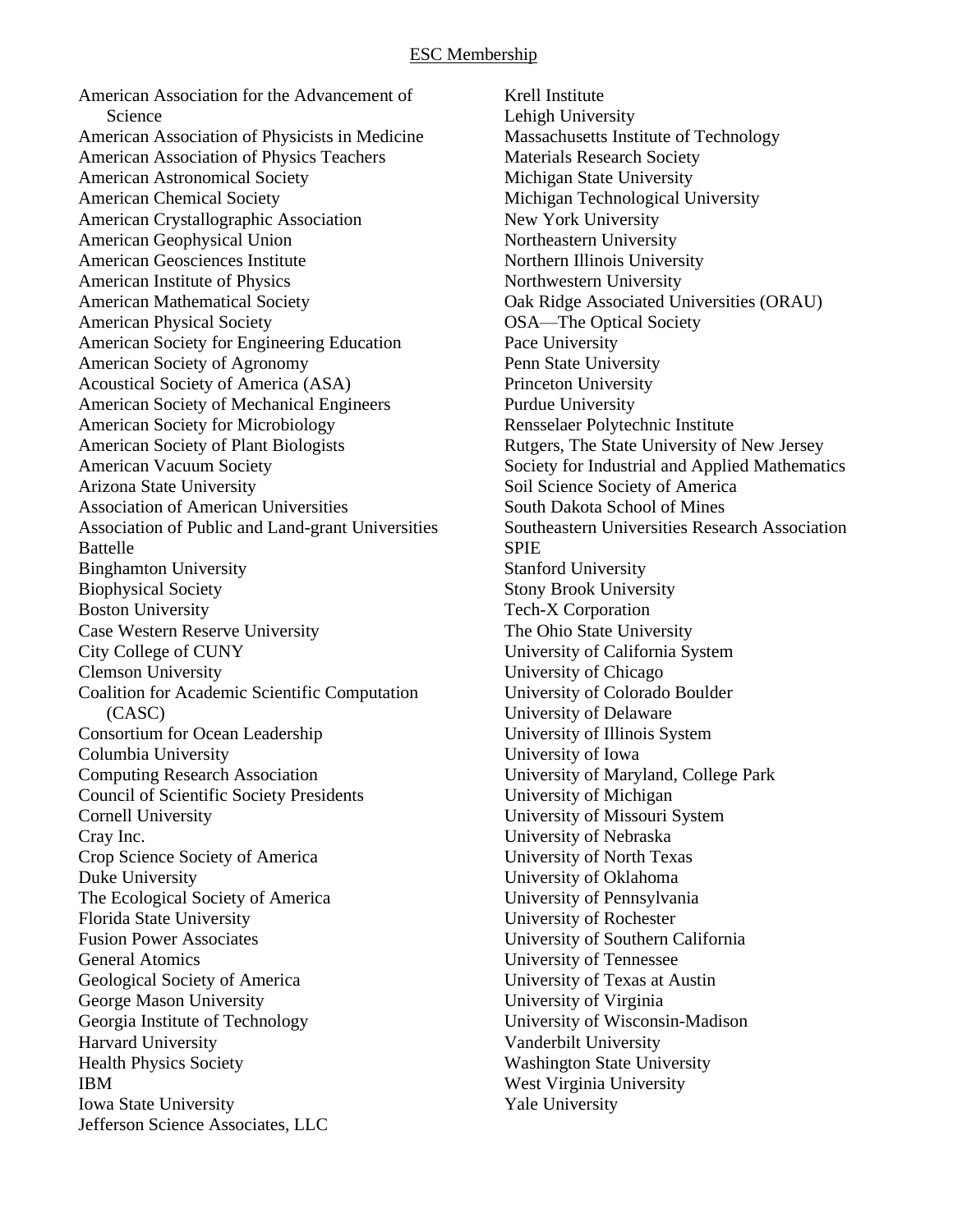## ESC Membership

American Association for the Advancement of Science
American Association of Physicists in Medicine
American Association of Physics Teachers
American Astronomical Society
American Chemical Society
American Crystallographic Association
American Geophysical Union
American Geosciences Institute
American Institute of Physics
American Mathematical Society
American Physical Society
American Society for Engineering Education
American Society of Agronomy
Acoustical Society of America (ASA)
American Society of Mechanical Engineers
American Society for Microbiology
American Society of Plant Biologists
American Vacuum Society
Arizona State University
Association of American Universities
Association of Public and Land-grant Universities
Battelle
Binghamton University
Biophysical Society
Boston University
Case Western Reserve University
City College of CUNY
Clemson University
Coalition for Academic Scientific Computation (CASC)
Consortium for Ocean Leadership
Columbia University
Computing Research Association
Council of Scientific Society Presidents
Cornell University
Cray Inc.
Crop Science Society of America
Duke University
The Ecological Society of America
Florida State University
Fusion Power Associates
General Atomics
Geological Society of America
George Mason University
Georgia Institute of Technology
Harvard University
Health Physics Society
IBM
Iowa State University
Jefferson Science Associates, LLC
Krell Institute
Lehigh University
Massachusetts Institute of Technology
Materials Research Society
Michigan State University
Michigan Technological University
New York University
Northeastern University
Northern Illinois University
Northwestern University
Oak Ridge Associated Universities (ORAU)
OSA—The Optical Society
Pace University
Penn State University
Princeton University
Purdue University
Rensselaer Polytechnic Institute
Rutgers, The State University of New Jersey
Society for Industrial and Applied Mathematics
Soil Science Society of America
South Dakota School of Mines
Southeastern Universities Research Association
SPIE
Stanford University
Stony Brook University
Tech-X Corporation
The Ohio State University
University of California System
University of Chicago
University of Colorado Boulder
University of Delaware
University of Illinois System
University of Iowa
University of Maryland, College Park
University of Michigan
University of Missouri System
University of Nebraska
University of North Texas
University of Oklahoma
University of Pennsylvania
University of Rochester
University of Southern California
University of Tennessee
University of Texas at Austin
University of Virginia
University of Wisconsin-Madison
Vanderbilt University
Washington State University
West Virginia University
Yale University